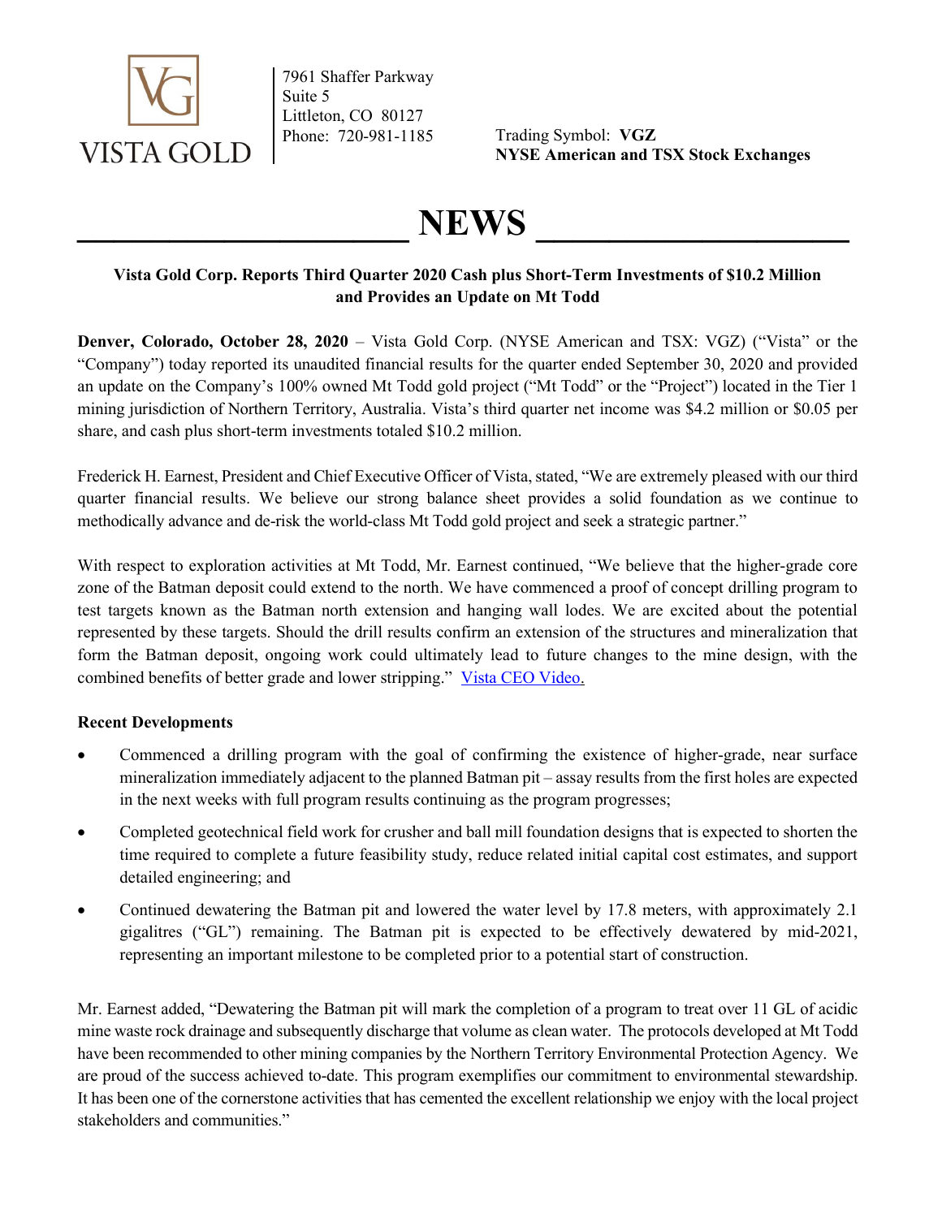VISTA GOLD

7961 Shaffer Parkway
Suite 5
Littleton, CO 80127
Phone: 720-981-1185

Trading Symbol: **VGZ**
**NYSE American and TSX Stock Exchanges**

# NEWS

**Vista Gold Corp. Reports Third Quarter 2020 Cash plus Short-Term Investments of $10.2 Million and Provides an Update on Mt Todd**

**Denver, Colorado, October 28, 2020** – Vista Gold Corp. (NYSE American and TSX: VGZ) ("Vista" or the "Company") today reported its unaudited financial results for the quarter ended September 30, 2020 and provided an update on the Company's 100% owned Mt Todd gold project ("Mt Todd" or the "Project") located in the Tier 1 mining jurisdiction of Northern Territory, Australia. Vista's third quarter net income was $4.2 million or $0.05 per share, and cash plus short-term investments totaled $10.2 million.

Frederick H. Earnest, President and Chief Executive Officer of Vista, stated, "We are extremely pleased with our third quarter financial results. We believe our strong balance sheet provides a solid foundation as we continue to methodically advance and de-risk the world-class Mt Todd gold project and seek a strategic partner."

With respect to exploration activities at Mt Todd, Mr. Earnest continued, "We believe that the higher-grade core zone of the Batman deposit could extend to the north. We have commenced a proof of concept drilling program to test targets known as the Batman north extension and hanging wall lodes. We are excited about the potential represented by these targets. Should the drill results confirm an extension of the structures and mineralization that form the Batman deposit, ongoing work could ultimately lead to future changes to the mine design, with the combined benefits of better grade and lower stripping." Vista CEO Video.

**Recent Developments**

- Commenced a drilling program with the goal of confirming the existence of higher-grade, near surface mineralization immediately adjacent to the planned Batman pit – assay results from the first holes are expected in the next weeks with full program results continuing as the program progresses;
- Completed geotechnical field work for crusher and ball mill foundation designs that is expected to shorten the time required to complete a future feasibility study, reduce related initial capital cost estimates, and support detailed engineering; and
- Continued dewatering the Batman pit and lowered the water level by 17.8 meters, with approximately 2.1 gigalitres ("GL") remaining. The Batman pit is expected to be effectively dewatered by mid-2021, representing an important milestone to be completed prior to a potential start of construction.

Mr. Earnest added, "Dewatering the Batman pit will mark the completion of a program to treat over 11 GL of acidic mine waste rock drainage and subsequently discharge that volume as clean water. The protocols developed at Mt Todd have been recommended to other mining companies by the Northern Territory Environmental Protection Agency. We are proud of the success achieved to-date. This program exemplifies our commitment to environmental stewardship. It has been one of the cornerstone activities that has cemented the excellent relationship we enjoy with the local project stakeholders and communities."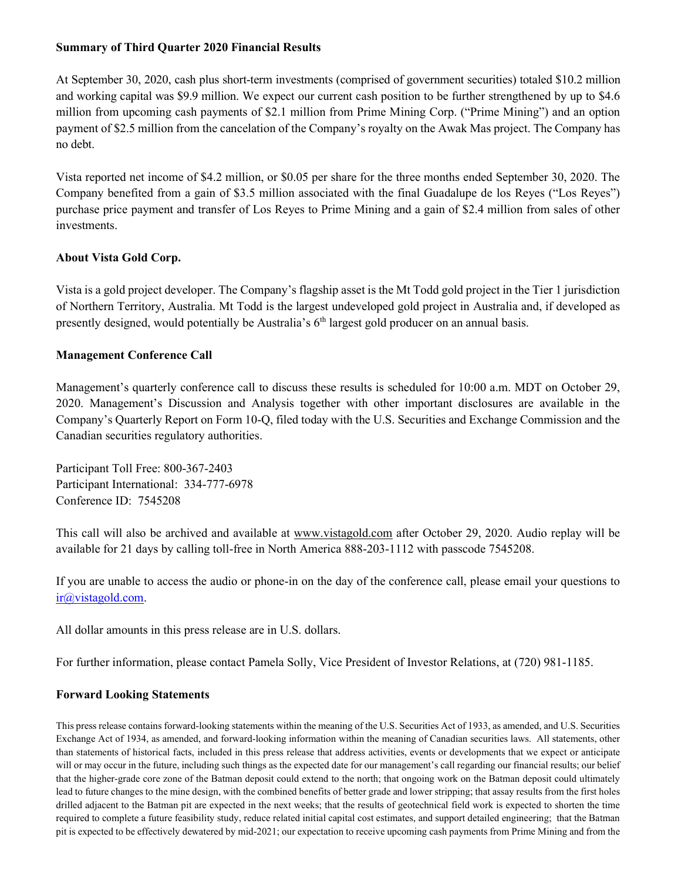**Summary of Third Quarter 2020 Financial Results**

At September 30, 2020, cash plus short-term investments (comprised of government securities) totaled $10.2 million and working capital was $9.9 million. We expect our current cash position to be further strengthened by up to $4.6 million from upcoming cash payments of $2.1 million from Prime Mining Corp. ("Prime Mining") and an option payment of $2.5 million from the cancelation of the Company's royalty on the Awak Mas project. The Company has no debt.

Vista reported net income of $4.2 million, or $0.05 per share for the three months ended September 30, 2020. The Company benefited from a gain of $3.5 million associated with the final Guadalupe de los Reyes ("Los Reyes") purchase price payment and transfer of Los Reyes to Prime Mining and a gain of $2.4 million from sales of other investments.

**About Vista Gold Corp.**

Vista is a gold project developer. The Company's flagship asset is the Mt Todd gold project in the Tier 1 jurisdiction of Northern Territory, Australia. Mt Todd is the largest undeveloped gold project in Australia and, if developed as presently designed, would potentially be Australia's 6th largest gold producer on an annual basis.

**Management Conference Call**

Management's quarterly conference call to discuss these results is scheduled for 10:00 a.m. MDT on October 29, 2020. Management's Discussion and Analysis together with other important disclosures are available in the Company's Quarterly Report on Form 10-Q, filed today with the U.S. Securities and Exchange Commission and the Canadian securities regulatory authorities.

Participant Toll Free: 800-367-2403
Participant International: 334-777-6978
Conference ID: 7545208

This call will also be archived and available at www.vistagold.com after October 29, 2020. Audio replay will be available for 21 days by calling toll-free in North America 888-203-1112 with passcode 7545208.

If you are unable to access the audio or phone-in on the day of the conference call, please email your questions to ir@vistagold.com.

All dollar amounts in this press release are in U.S. dollars.

For further information, please contact Pamela Solly, Vice President of Investor Relations, at (720) 981-1185.

**Forward Looking Statements**

This press release contains forward-looking statements within the meaning of the U.S. Securities Act of 1933, as amended, and U.S. Securities Exchange Act of 1934, as amended, and forward-looking information within the meaning of Canadian securities laws. All statements, other than statements of historical facts, included in this press release that address activities, events or developments that we expect or anticipate will or may occur in the future, including such things as the expected date for our management's call regarding our financial results; our belief that the higher-grade core zone of the Batman deposit could extend to the north; that ongoing work on the Batman deposit could ultimately lead to future changes to the mine design, with the combined benefits of better grade and lower stripping; that assay results from the first holes drilled adjacent to the Batman pit are expected in the next weeks; that the results of geotechnical field work is expected to shorten the time required to complete a future feasibility study, reduce related initial capital cost estimates, and support detailed engineering; that the Batman pit is expected to be effectively dewatered by mid-2021; our expectation to receive upcoming cash payments from Prime Mining and from the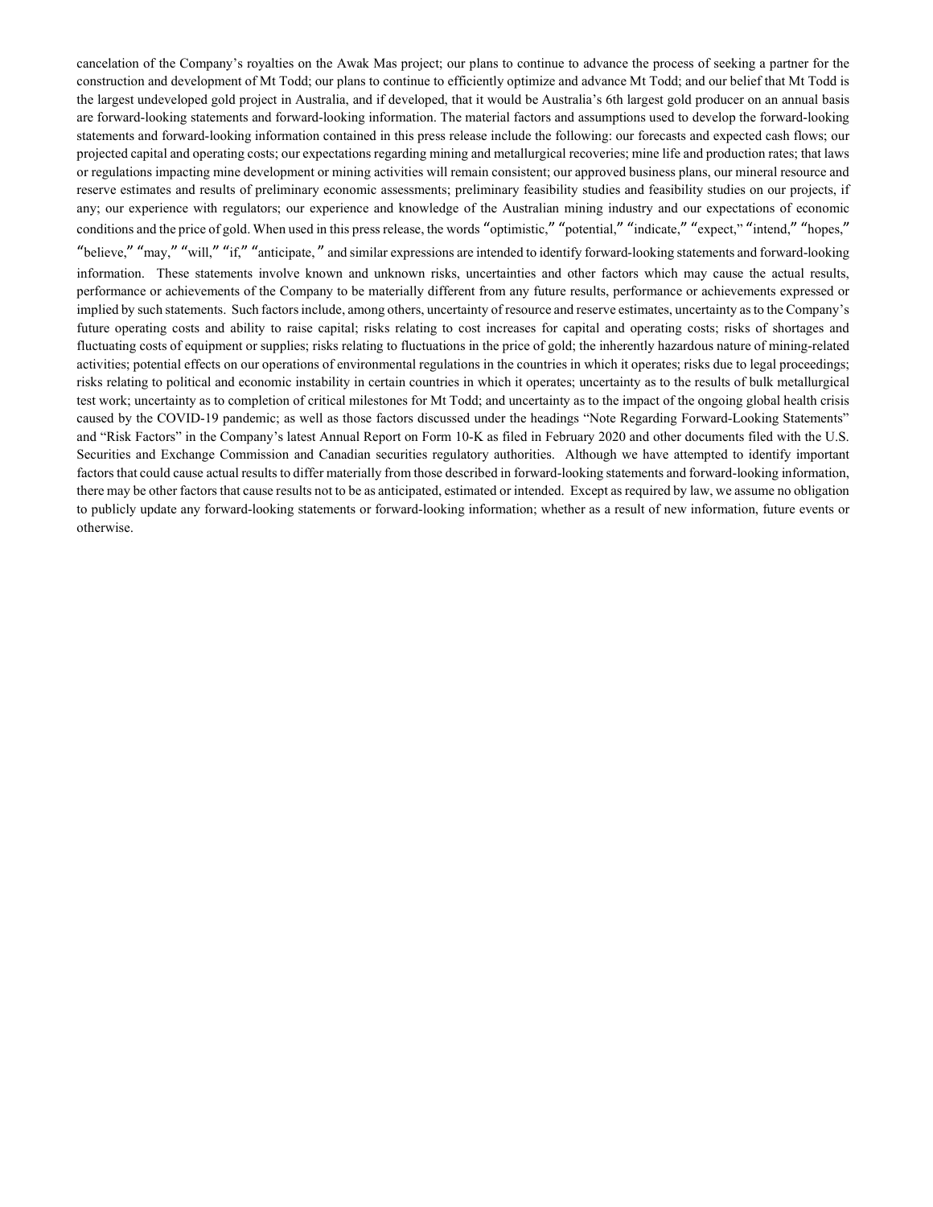cancelation of the Company's royalties on the Awak Mas project; our plans to continue to advance the process of seeking a partner for the construction and development of Mt Todd; our plans to continue to efficiently optimize and advance Mt Todd; and our belief that Mt Todd is the largest undeveloped gold project in Australia, and if developed, that it would be Australia's 6th largest gold producer on an annual basis are forward-looking statements and forward-looking information. The material factors and assumptions used to develop the forward-looking statements and forward-looking information contained in this press release include the following: our forecasts and expected cash flows; our projected capital and operating costs; our expectations regarding mining and metallurgical recoveries; mine life and production rates; that laws or regulations impacting mine development or mining activities will remain consistent; our approved business plans, our mineral resource and reserve estimates and results of preliminary economic assessments; preliminary feasibility studies and feasibility studies on our projects, if any; our experience with regulators; our experience and knowledge of the Australian mining industry and our expectations of economic conditions and the price of gold. When used in this press release, the words "optimistic," "potential," "indicate," "expect," "intend," "hopes," "believe," "may," "will," "if," "anticipate," and similar expressions are intended to identify forward-looking statements and forward-looking information. These statements involve known and unknown risks, uncertainties and other factors which may cause the actual results, performance or achievements of the Company to be materially different from any future results, performance or achievements expressed or implied by such statements. Such factors include, among others, uncertainty of resource and reserve estimates, uncertainty as to the Company's future operating costs and ability to raise capital; risks relating to cost increases for capital and operating costs; risks of shortages and fluctuating costs of equipment or supplies; risks relating to fluctuations in the price of gold; the inherently hazardous nature of mining-related activities; potential effects on our operations of environmental regulations in the countries in which it operates; risks due to legal proceedings; risks relating to political and economic instability in certain countries in which it operates; uncertainty as to the results of bulk metallurgical test work; uncertainty as to completion of critical milestones for Mt Todd; and uncertainty as to the impact of the ongoing global health crisis caused by the COVID-19 pandemic; as well as those factors discussed under the headings "Note Regarding Forward-Looking Statements" and "Risk Factors" in the Company's latest Annual Report on Form 10-K as filed in February 2020 and other documents filed with the U.S. Securities and Exchange Commission and Canadian securities regulatory authorities. Although we have attempted to identify important factors that could cause actual results to differ materially from those described in forward-looking statements and forward-looking information, there may be other factors that cause results not to be as anticipated, estimated or intended. Except as required by law, we assume no obligation to publicly update any forward-looking statements or forward-looking information; whether as a result of new information, future events or otherwise.